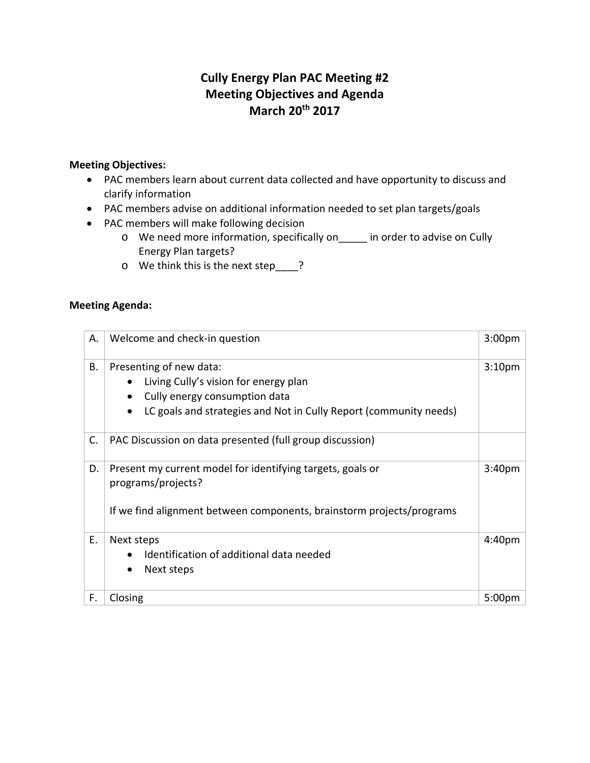# Cully Energy Plan PAC Meeting #2
# Meeting Objectives and Agenda
# March 20th 2017

**Meeting Objectives:**

- PAC members learn about current data collected and have opportunity to discuss and clarify information
- PAC members advise on additional information needed to set plan targets/goals
- PAC members will make following decision
  - o We need more information, specifically on_____ in order to advise on Cully Energy Plan targets?
  - o We think this is the next step____?

**Meeting Agenda:**

| | | |
|---|---|---|
| A. | Welcome and check-in question | 3:00pm |
| B. | Presenting of new data:<br>• Living Cully's vision for energy plan<br>• Cully energy consumption data<br>• LC goals and strategies and Not in Cully Report (community needs) | 3:10pm |
| C. | PAC Discussion on data presented (full group discussion) | |
| D. | Present my current model for identifying targets, goals or programs/projects?<br><br>If we find alignment between components, brainstorm projects/programs | 3:40pm |
| E. | Next steps<br>• Identification of additional data needed<br>• Next steps | 4:40pm |
| F. | Closing | 5:00pm |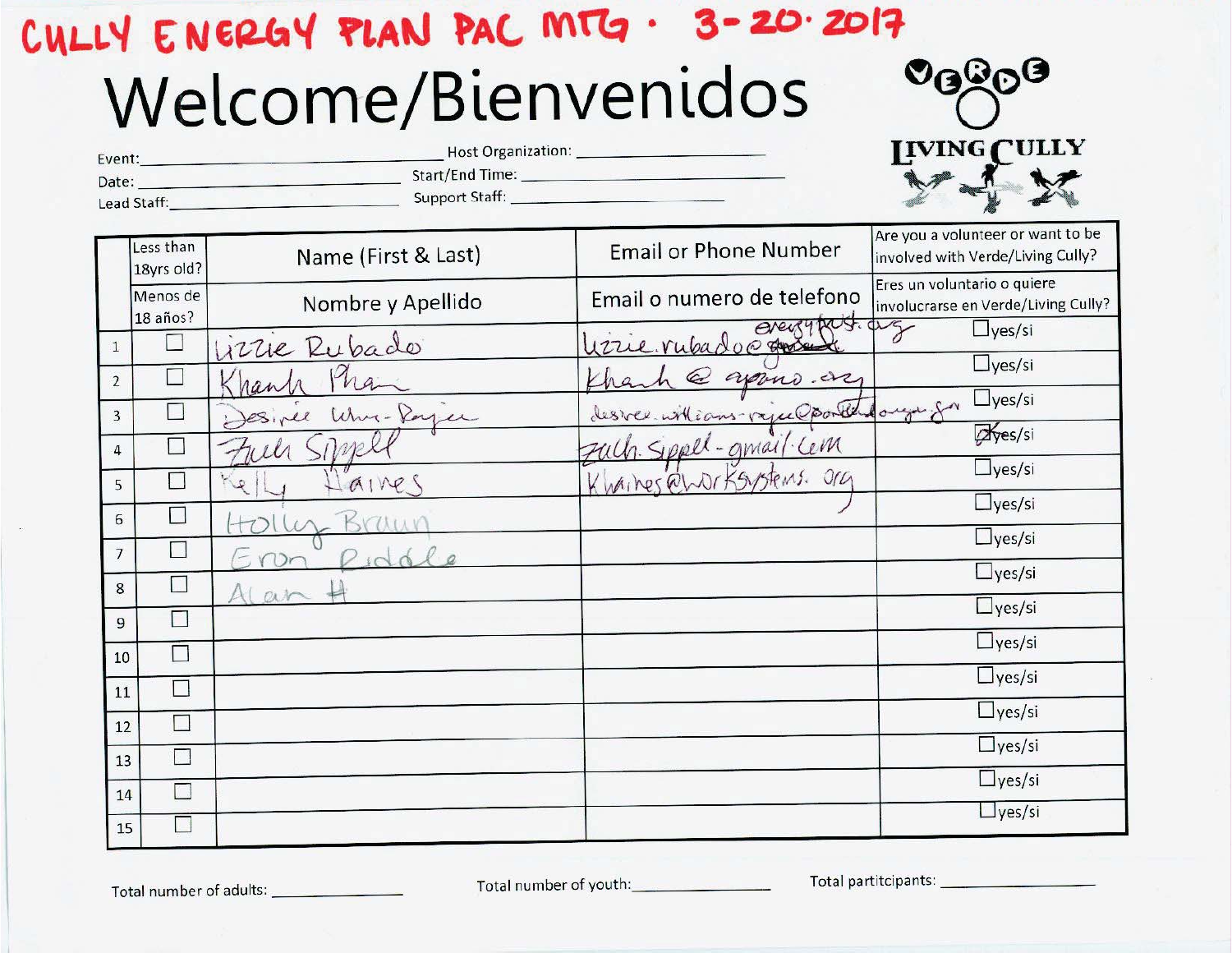CULLY ENERGY PLAN PAC MTG · 3-20-2017

# Welcome/Bienvenidos

VERDE LIVING CULLY

Event: ______________________ Host Organization: ______________________

Date: ______________________ Start/End Time: ______________________

Lead Staff: ______________________ Support Staff: ______________________

| | Less than 18yrs old? / Menos de 18 años? | Name (First & Last) / Nombre y Apellido | Email or Phone Number / Email o numero de telefono | Are you a volunteer or want to be involved with Verde/Living Cully? / Eres un voluntario o quiere involucrarse en Verde/Living Cully? |
|---|---|---|---|---|
| 1 | ☐ | Lizzie Rubado | lizzie.rubado@energytrust.org | ☐yes/si |
| 2 | ☐ | Khanh Pham | Khanh@apano.org | ☐yes/si |
| 3 | ☐ | Desiree Williams-Rajee | desiree.williams-rajee@portlandoregon.gov | ☐yes/si |
| 4 | ☐ | Zach Sippel | zach.sippel-gmail.com | ☒yes/si |
| 5 | ☐ | Kelly Haines | Khaines@worksystems.org | ☐yes/si |
| 6 | ☐ | Holly Braun | | ☐yes/si |
| 7 | ☐ | Eron Riddle | | ☐yes/si |
| 8 | ☐ | Alan H | | ☐yes/si |
| 9 | ☐ | | | ☐yes/si |
| 10 | ☐ | | | ☐yes/si |
| 11 | ☐ | | | ☐yes/si |
| 12 | ☐ | | | ☐yes/si |
| 13 | ☐ | | | ☐yes/si |
| 14 | ☐ | | | ☐yes/si |
| 15 | ☐ | | | ☐yes/si |

Total number of adults: ____________ Total number of youth: ____________ Total partitcipants: ____________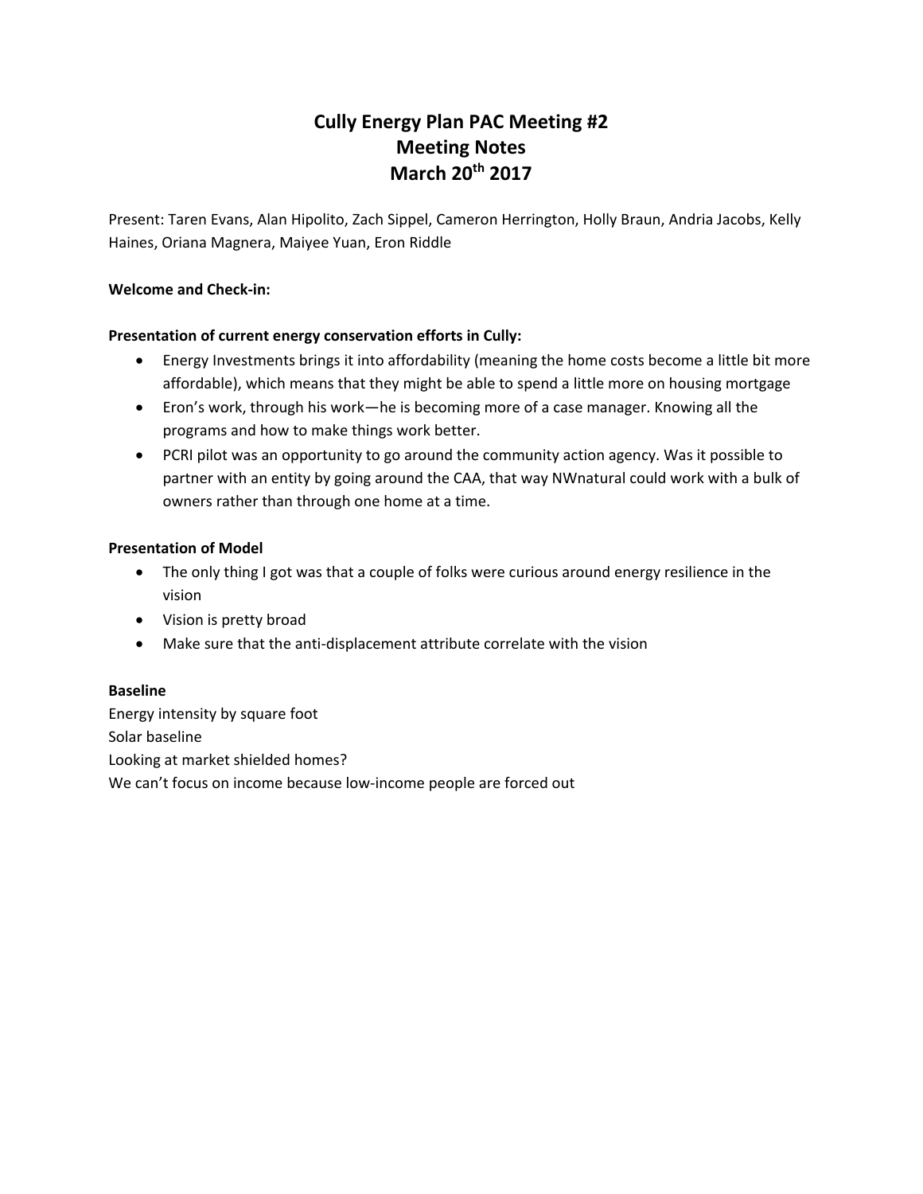# Cully Energy Plan PAC Meeting #2
# Meeting Notes
# March 20th 2017

Present: Taren Evans, Alan Hipolito, Zach Sippel, Cameron Herrington, Holly Braun, Andria Jacobs, Kelly Haines, Oriana Magnera, Maiyee Yuan, Eron Riddle

**Welcome and Check-in:**

**Presentation of current energy conservation efforts in Cully:**

- Energy Investments brings it into affordability (meaning the home costs become a little bit more affordable), which means that they might be able to spend a little more on housing mortgage
- Eron's work, through his work—he is becoming more of a case manager. Knowing all the programs and how to make things work better.
- PCRI pilot was an opportunity to go around the community action agency. Was it possible to partner with an entity by going around the CAA, that way NWnatural could work with a bulk of owners rather than through one home at a time.

**Presentation of Model**

- The only thing I got was that a couple of folks were curious around energy resilience in the vision
- Vision is pretty broad
- Make sure that the anti-displacement attribute correlate with the vision

**Baseline**

Energy intensity by square foot

Solar baseline

Looking at market shielded homes?

We can't focus on income because low-income people are forced out